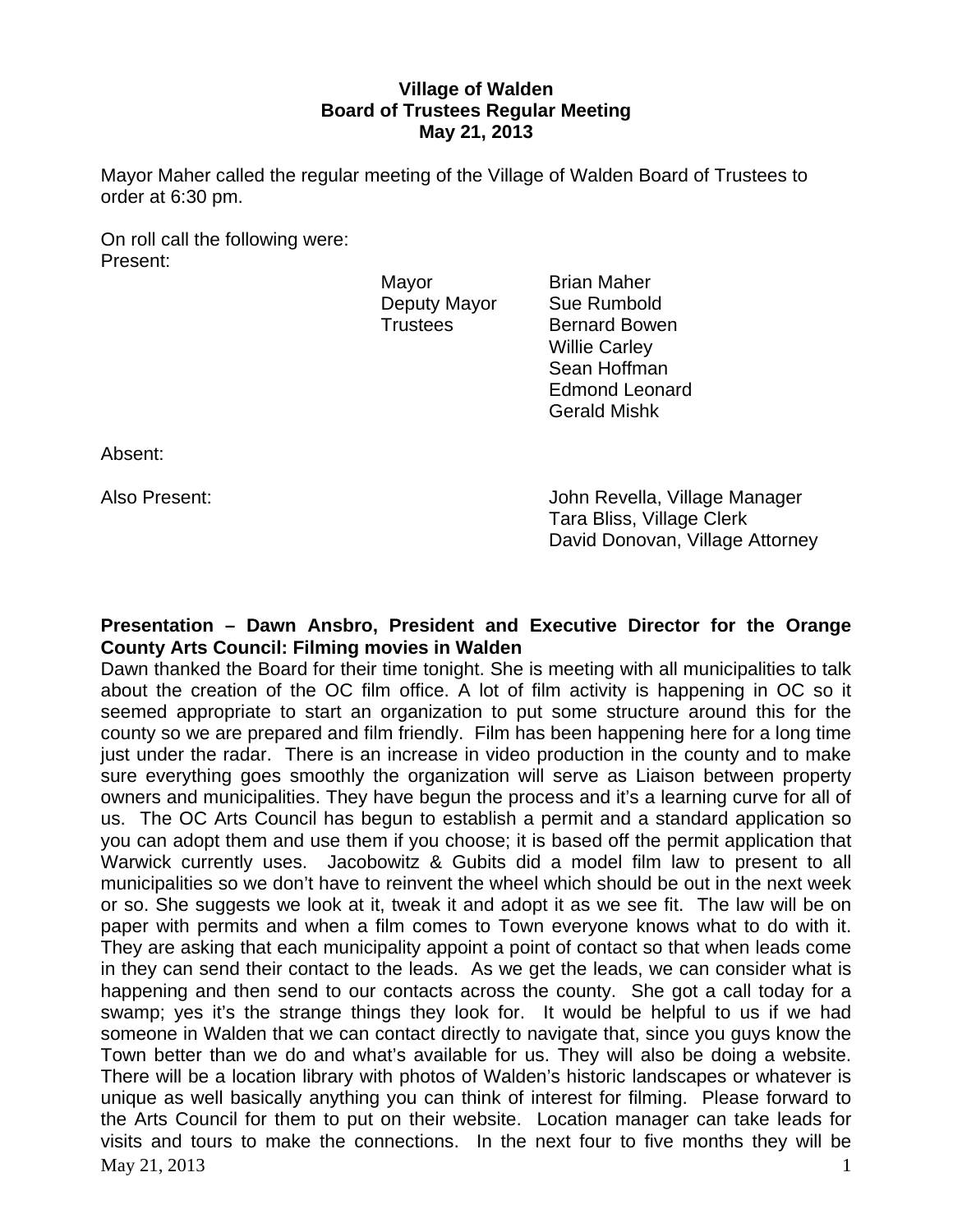# Village of Walden
## Board of Trustees Regular Meeting
## May 21, 2013

Mayor Maher called the regular meeting of the Village of Walden Board of Trustees to order at 6:30 pm.

On roll call the following were:

Present:

| | |
|---|---|
| Mayor | Brian Maher |
| Deputy Mayor | Sue Rumbold |
| Trustees | Bernard Bowen |
| | Willie Carley |
| | Sean Hoffman |
| | Edmond Leonard |
| | Gerald Mishk |

Absent:

Also Present:

John Revella, Village Manager
Tara Bliss, Village Clerk
David Donovan, Village Attorney

**Presentation – Dawn Ansbro, President and Executive Director for the Orange County Arts Council: Filming movies in Walden**

Dawn thanked the Board for their time tonight. She is meeting with all municipalities to talk about the creation of the OC film office. A lot of film activity is happening in OC so it seemed appropriate to start an organization to put some structure around this for the county so we are prepared and film friendly. Film has been happening here for a long time just under the radar. There is an increase in video production in the county and to make sure everything goes smoothly the organization will serve as Liaison between property owners and municipalities. They have begun the process and it's a learning curve for all of us. The OC Arts Council has begun to establish a permit and a standard application so you can adopt them and use them if you choose; it is based off the permit application that Warwick currently uses. Jacobowitz & Gubits did a model film law to present to all municipalities so we don't have to reinvent the wheel which should be out in the next week or so. She suggests we look at it, tweak it and adopt it as we see fit. The law will be on paper with permits and when a film comes to Town everyone knows what to do with it. They are asking that each municipality appoint a point of contact so that when leads come in they can send their contact to the leads. As we get the leads, we can consider what is happening and then send to our contacts across the county. She got a call today for a swamp; yes it's the strange things they look for. It would be helpful to us if we had someone in Walden that we can contact directly to navigate that, since you guys know the Town better than we do and what's available for us. They will also be doing a website. There will be a location library with photos of Walden's historic landscapes or whatever is unique as well basically anything you can think of interest for filming. Please forward to the Arts Council for them to put on their website. Location manager can take leads for visits and tours to make the connections. In the next four to five months they will be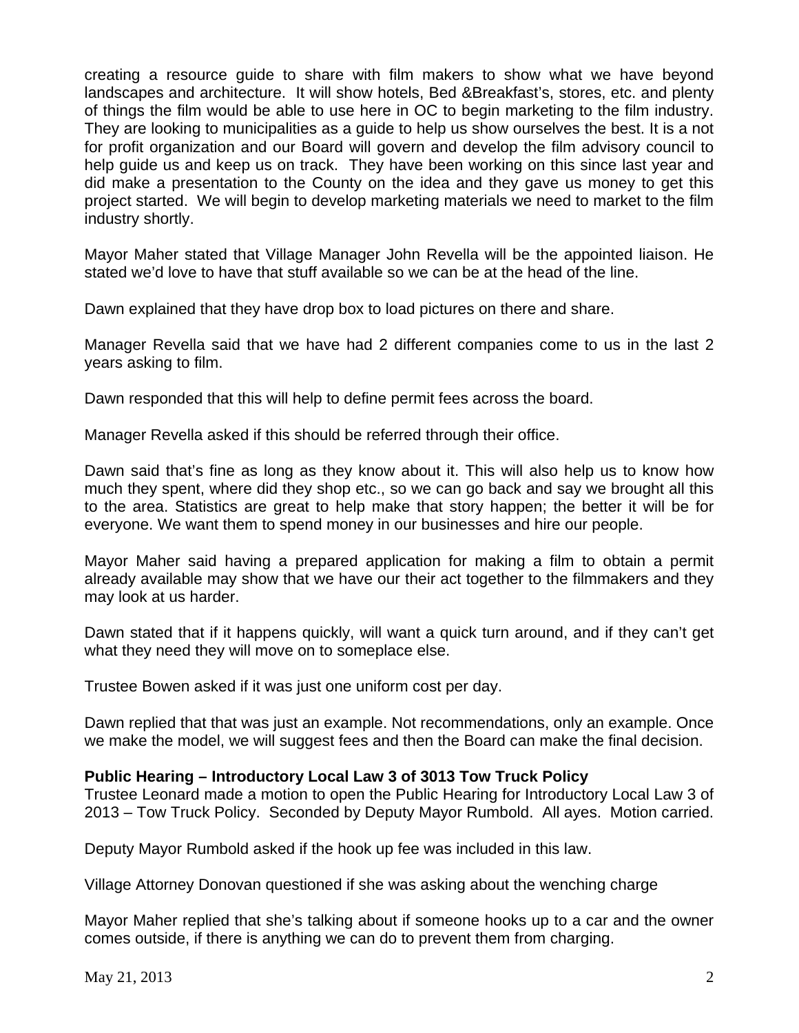creating a resource guide to share with film makers to show what we have beyond landscapes and architecture. It will show hotels, Bed &Breakfast's, stores, etc. and plenty of things the film would be able to use here in OC to begin marketing to the film industry. They are looking to municipalities as a guide to help us show ourselves the best. It is a not for profit organization and our Board will govern and develop the film advisory council to help guide us and keep us on track. They have been working on this since last year and did make a presentation to the County on the idea and they gave us money to get this project started. We will begin to develop marketing materials we need to market to the film industry shortly.

Mayor Maher stated that Village Manager John Revella will be the appointed liaison. He stated we'd love to have that stuff available so we can be at the head of the line.

Dawn explained that they have drop box to load pictures on there and share.

Manager Revella said that we have had 2 different companies come to us in the last 2 years asking to film.

Dawn responded that this will help to define permit fees across the board.

Manager Revella asked if this should be referred through their office.

Dawn said that's fine as long as they know about it. This will also help us to know how much they spent, where did they shop etc., so we can go back and say we brought all this to the area. Statistics are great to help make that story happen; the better it will be for everyone. We want them to spend money in our businesses and hire our people.

Mayor Maher said having a prepared application for making a film to obtain a permit already available may show that we have our their act together to the filmmakers and they may look at us harder.

Dawn stated that if it happens quickly, will want a quick turn around, and if they can't get what they need they will move on to someplace else.

Trustee Bowen asked if it was just one uniform cost per day.

Dawn replied that that was just an example. Not recommendations, only an example. Once we make the model, we will suggest fees and then the Board can make the final decision.

**Public Hearing – Introductory Local Law 3 of 3013 Tow Truck Policy**

Trustee Leonard made a motion to open the Public Hearing for Introductory Local Law 3 of 2013 – Tow Truck Policy. Seconded by Deputy Mayor Rumbold. All ayes. Motion carried.

Deputy Mayor Rumbold asked if the hook up fee was included in this law.

Village Attorney Donovan questioned if she was asking about the wenching charge

Mayor Maher replied that she's talking about if someone hooks up to a car and the owner comes outside, if there is anything we can do to prevent them from charging.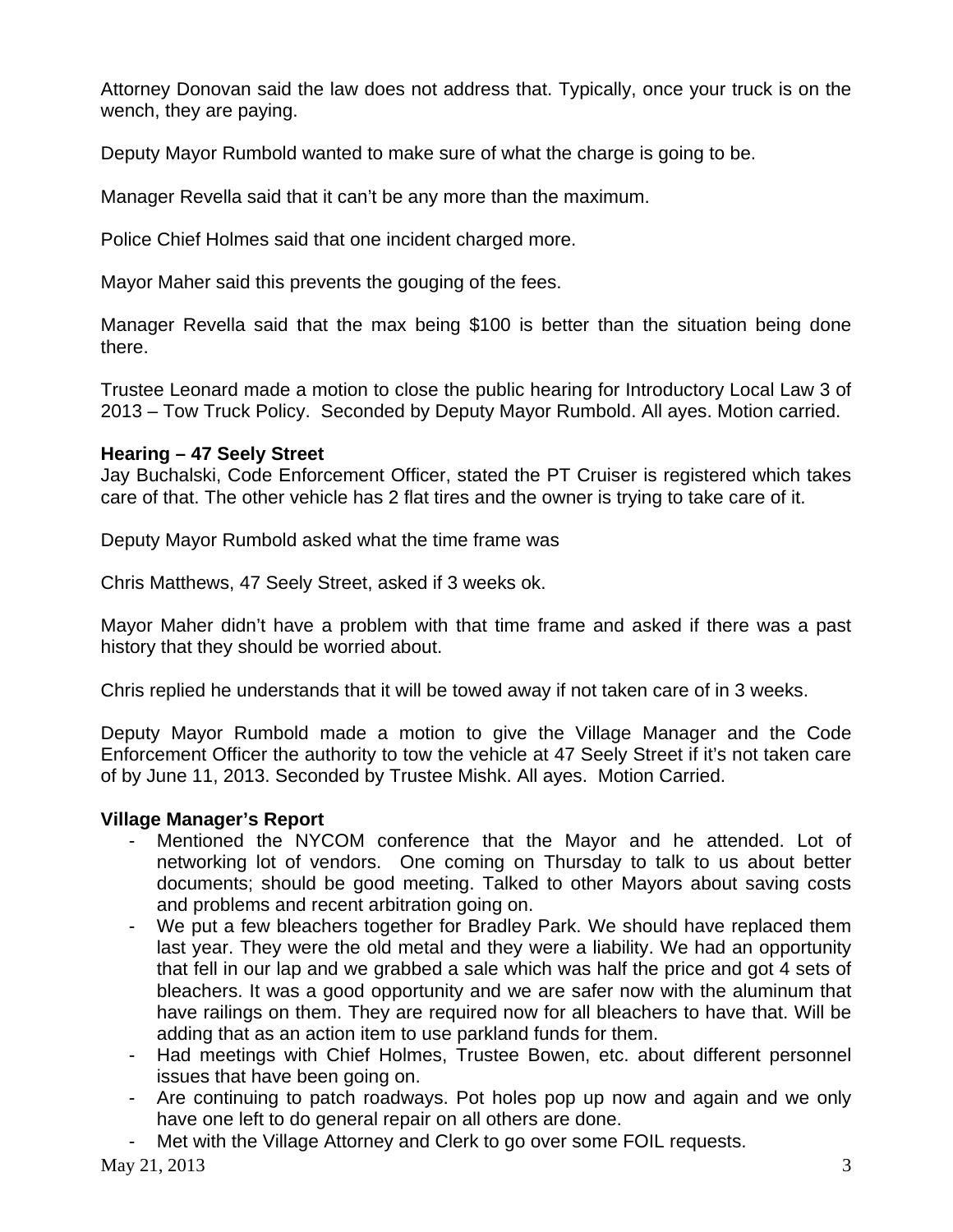Attorney Donovan said the law does not address that. Typically, once your truck is on the wench, they are paying.

Deputy Mayor Rumbold wanted to make sure of what the charge is going to be.

Manager Revella said that it can't be any more than the maximum.

Police Chief Holmes said that one incident charged more.

Mayor Maher said this prevents the gouging of the fees.

Manager Revella said that the max being $100 is better than the situation being done there.

Trustee Leonard made a motion to close the public hearing for Introductory Local Law 3 of 2013 – Tow Truck Policy. Seconded by Deputy Mayor Rumbold. All ayes. Motion carried.

**Hearing – 47 Seely Street**

Jay Buchalski, Code Enforcement Officer, stated the PT Cruiser is registered which takes care of that. The other vehicle has 2 flat tires and the owner is trying to take care of it.

Deputy Mayor Rumbold asked what the time frame was

Chris Matthews, 47 Seely Street, asked if 3 weeks ok.

Mayor Maher didn't have a problem with that time frame and asked if there was a past history that they should be worried about.

Chris replied he understands that it will be towed away if not taken care of in 3 weeks.

Deputy Mayor Rumbold made a motion to give the Village Manager and the Code Enforcement Officer the authority to tow the vehicle at 47 Seely Street if it's not taken care of by June 11, 2013. Seconded by Trustee Mishk. All ayes. Motion Carried.

**Village Manager's Report**

- Mentioned the NYCOM conference that the Mayor and he attended. Lot of networking lot of vendors. One coming on Thursday to talk to us about better documents; should be good meeting. Talked to other Mayors about saving costs and problems and recent arbitration going on.
- We put a few bleachers together for Bradley Park. We should have replaced them last year. They were the old metal and they were a liability. We had an opportunity that fell in our lap and we grabbed a sale which was half the price and got 4 sets of bleachers. It was a good opportunity and we are safer now with the aluminum that have railings on them. They are required now for all bleachers to have that. Will be adding that as an action item to use parkland funds for them.
- Had meetings with Chief Holmes, Trustee Bowen, etc. about different personnel issues that have been going on.
- Are continuing to patch roadways. Pot holes pop up now and again and we only have one left to do general repair on all others are done.
- Met with the Village Attorney and Clerk to go over some FOIL requests.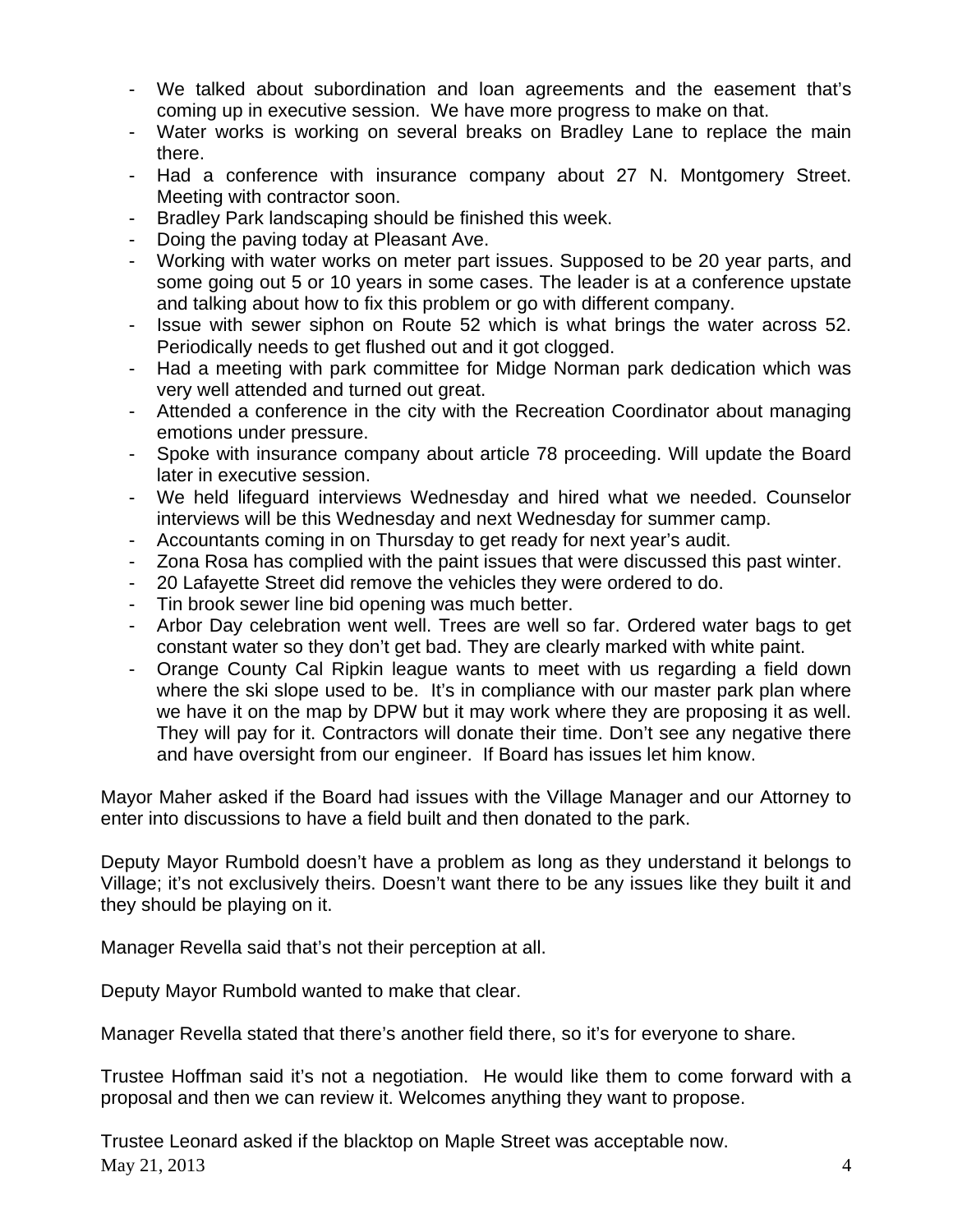- We talked about subordination and loan agreements and the easement that's coming up in executive session. We have more progress to make on that.
- Water works is working on several breaks on Bradley Lane to replace the main there.
- Had a conference with insurance company about 27 N. Montgomery Street. Meeting with contractor soon.
- Bradley Park landscaping should be finished this week.
- Doing the paving today at Pleasant Ave.
- Working with water works on meter part issues. Supposed to be 20 year parts, and some going out 5 or 10 years in some cases. The leader is at a conference upstate and talking about how to fix this problem or go with different company.
- Issue with sewer siphon on Route 52 which is what brings the water across 52. Periodically needs to get flushed out and it got clogged.
- Had a meeting with park committee for Midge Norman park dedication which was very well attended and turned out great.
- Attended a conference in the city with the Recreation Coordinator about managing emotions under pressure.
- Spoke with insurance company about article 78 proceeding. Will update the Board later in executive session.
- We held lifeguard interviews Wednesday and hired what we needed. Counselor interviews will be this Wednesday and next Wednesday for summer camp.
- Accountants coming in on Thursday to get ready for next year's audit.
- Zona Rosa has complied with the paint issues that were discussed this past winter.
- 20 Lafayette Street did remove the vehicles they were ordered to do.
- Tin brook sewer line bid opening was much better.
- Arbor Day celebration went well. Trees are well so far. Ordered water bags to get constant water so they don't get bad. They are clearly marked with white paint.
- Orange County Cal Ripkin league wants to meet with us regarding a field down where the ski slope used to be. It's in compliance with our master park plan where we have it on the map by DPW but it may work where they are proposing it as well. They will pay for it. Contractors will donate their time. Don't see any negative there and have oversight from our engineer. If Board has issues let him know.

Mayor Maher asked if the Board had issues with the Village Manager and our Attorney to enter into discussions to have a field built and then donated to the park.

Deputy Mayor Rumbold doesn't have a problem as long as they understand it belongs to Village; it's not exclusively theirs. Doesn't want there to be any issues like they built it and they should be playing on it.

Manager Revella said that's not their perception at all.

Deputy Mayor Rumbold wanted to make that clear.

Manager Revella stated that there's another field there, so it's for everyone to share.

Trustee Hoffman said it's not a negotiation. He would like them to come forward with a proposal and then we can review it. Welcomes anything they want to propose.

Trustee Leonard asked if the blacktop on Maple Street was acceptable now.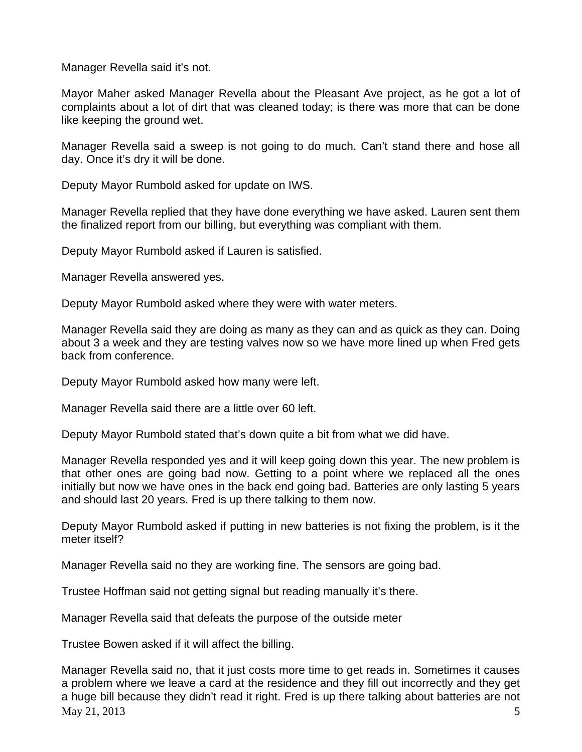Manager Revella said it's not.

Mayor Maher asked Manager Revella about the Pleasant Ave project, as he got a lot of complaints about a lot of dirt that was cleaned today; is there was more that can be done like keeping the ground wet.

Manager Revella said a sweep is not going to do much. Can't stand there and hose all day. Once it's dry it will be done.

Deputy Mayor Rumbold asked for update on IWS.

Manager Revella replied that they have done everything we have asked. Lauren sent them the finalized report from our billing, but everything was compliant with them.

Deputy Mayor Rumbold asked if Lauren is satisfied.

Manager Revella answered yes.

Deputy Mayor Rumbold asked where they were with water meters.

Manager Revella said they are doing as many as they can and as quick as they can. Doing about 3 a week and they are testing valves now so we have more lined up when Fred gets back from conference.

Deputy Mayor Rumbold asked how many were left.

Manager Revella said there are a little over 60 left.

Deputy Mayor Rumbold stated that's down quite a bit from what we did have.

Manager Revella responded yes and it will keep going down this year. The new problem is that other ones are going bad now. Getting to a point where we replaced all the ones initially but now we have ones in the back end going bad. Batteries are only lasting 5 years and should last 20 years. Fred is up there talking to them now.

Deputy Mayor Rumbold asked if putting in new batteries is not fixing the problem, is it the meter itself?

Manager Revella said no they are working fine. The sensors are going bad.

Trustee Hoffman said not getting signal but reading manually it's there.

Manager Revella said that defeats the purpose of the outside meter

Trustee Bowen asked if it will affect the billing.

Manager Revella said no, that it just costs more time to get reads in. Sometimes it causes a problem where we leave a card at the residence and they fill out incorrectly and they get a huge bill because they didn't read it right. Fred is up there talking about batteries are not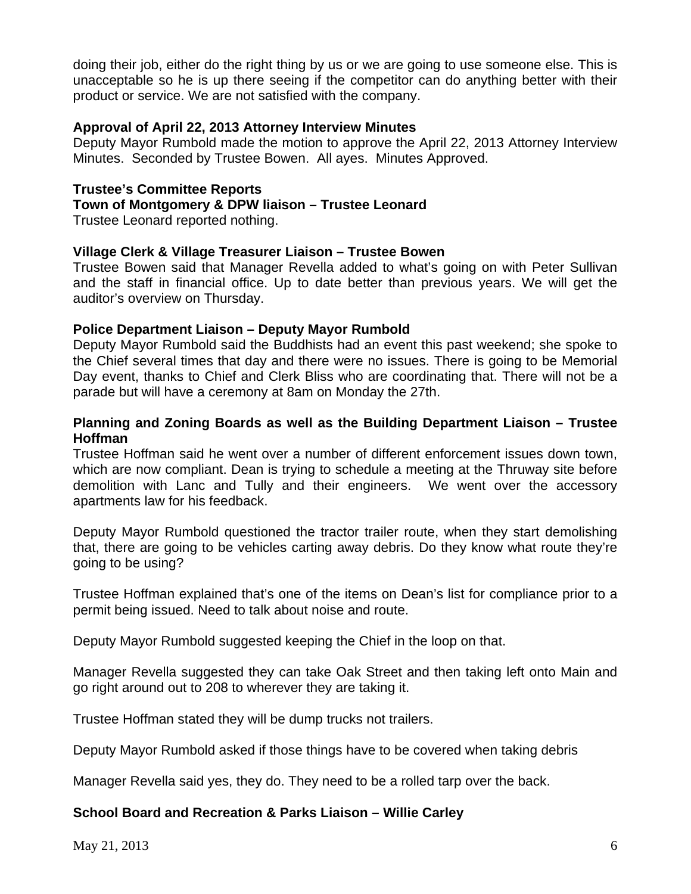doing their job, either do the right thing by us or we are going to use someone else. This is unacceptable so he is up there seeing if the competitor can do anything better with their product or service. We are not satisfied with the company.

**Approval of April 22, 2013 Attorney Interview Minutes**

Deputy Mayor Rumbold made the motion to approve the April 22, 2013 Attorney Interview Minutes. Seconded by Trustee Bowen. All ayes. Minutes Approved.

**Trustee's Committee Reports**

**Town of Montgomery & DPW liaison – Trustee Leonard**

Trustee Leonard reported nothing.

**Village Clerk & Village Treasurer Liaison – Trustee Bowen**

Trustee Bowen said that Manager Revella added to what's going on with Peter Sullivan and the staff in financial office. Up to date better than previous years. We will get the auditor's overview on Thursday.

**Police Department Liaison – Deputy Mayor Rumbold**

Deputy Mayor Rumbold said the Buddhists had an event this past weekend; she spoke to the Chief several times that day and there were no issues. There is going to be Memorial Day event, thanks to Chief and Clerk Bliss who are coordinating that. There will not be a parade but will have a ceremony at 8am on Monday the 27th.

**Planning and Zoning Boards as well as the Building Department Liaison – Trustee Hoffman**

Trustee Hoffman said he went over a number of different enforcement issues down town, which are now compliant. Dean is trying to schedule a meeting at the Thruway site before demolition with Lanc and Tully and their engineers. We went over the accessory apartments law for his feedback.

Deputy Mayor Rumbold questioned the tractor trailer route, when they start demolishing that, there are going to be vehicles carting away debris. Do they know what route they're going to be using?

Trustee Hoffman explained that's one of the items on Dean's list for compliance prior to a permit being issued. Need to talk about noise and route.

Deputy Mayor Rumbold suggested keeping the Chief in the loop on that.

Manager Revella suggested they can take Oak Street and then taking left onto Main and go right around out to 208 to wherever they are taking it.

Trustee Hoffman stated they will be dump trucks not trailers.

Deputy Mayor Rumbold asked if those things have to be covered when taking debris

Manager Revella said yes, they do. They need to be a rolled tarp over the back.

**School Board and Recreation & Parks Liaison – Willie Carley**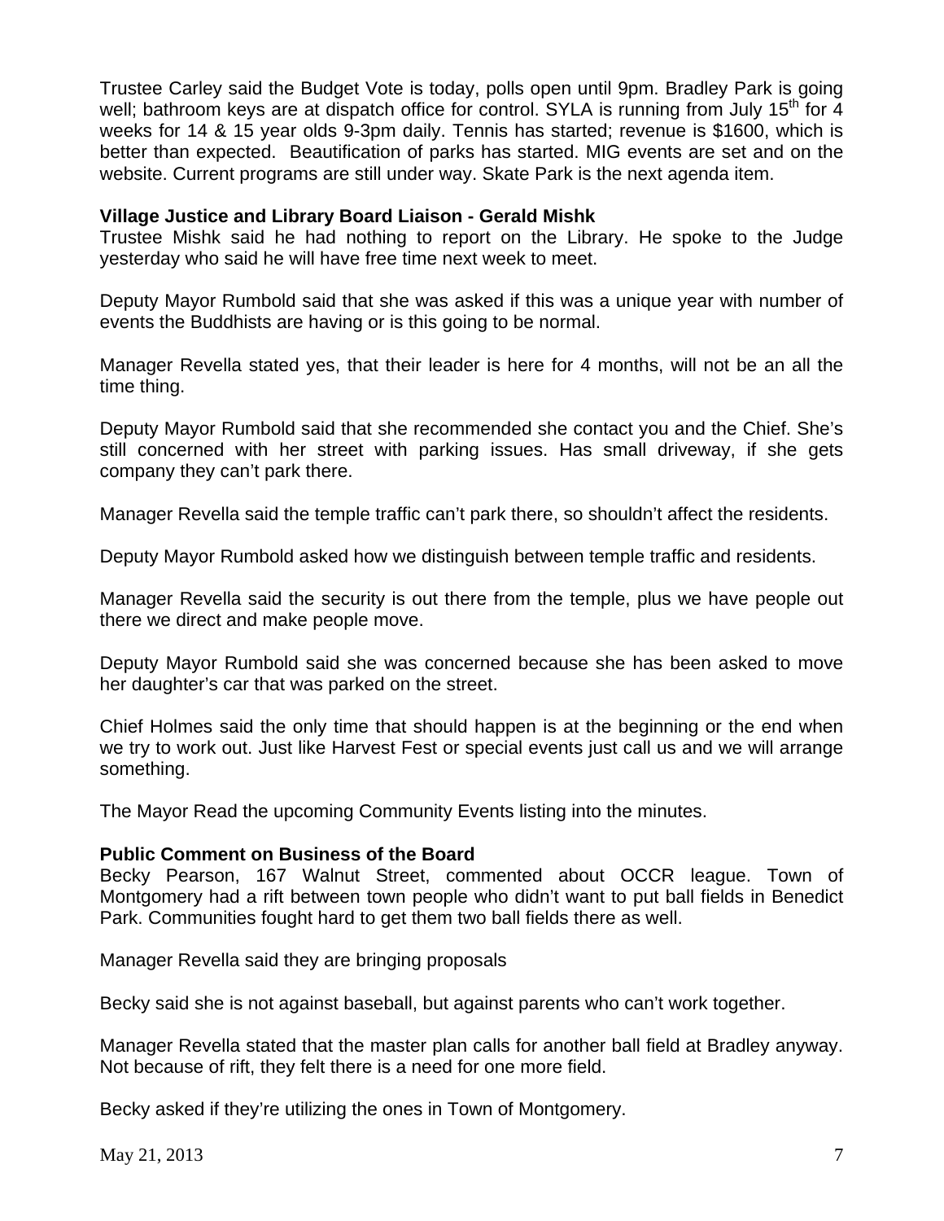Trustee Carley said the Budget Vote is today, polls open until 9pm. Bradley Park is going well; bathroom keys are at dispatch office for control. SYLA is running from July 15th for 4 weeks for 14 & 15 year olds 9-3pm daily. Tennis has started; revenue is $1600, which is better than expected. Beautification of parks has started. MIG events are set and on the website. Current programs are still under way. Skate Park is the next agenda item.

**Village Justice and Library Board Liaison - Gerald Mishk**

Trustee Mishk said he had nothing to report on the Library. He spoke to the Judge yesterday who said he will have free time next week to meet.

Deputy Mayor Rumbold said that she was asked if this was a unique year with number of events the Buddhists are having or is this going to be normal.

Manager Revella stated yes, that their leader is here for 4 months, will not be an all the time thing.

Deputy Mayor Rumbold said that she recommended she contact you and the Chief. She's still concerned with her street with parking issues. Has small driveway, if she gets company they can't park there.

Manager Revella said the temple traffic can't park there, so shouldn't affect the residents.

Deputy Mayor Rumbold asked how we distinguish between temple traffic and residents.

Manager Revella said the security is out there from the temple, plus we have people out there we direct and make people move.

Deputy Mayor Rumbold said she was concerned because she has been asked to move her daughter's car that was parked on the street.

Chief Holmes said the only time that should happen is at the beginning or the end when we try to work out. Just like Harvest Fest or special events just call us and we will arrange something.

The Mayor Read the upcoming Community Events listing into the minutes.

**Public Comment on Business of the Board**

Becky Pearson, 167 Walnut Street, commented about OCCR league. Town of Montgomery had a rift between town people who didn't want to put ball fields in Benedict Park. Communities fought hard to get them two ball fields there as well.

Manager Revella said they are bringing proposals

Becky said she is not against baseball, but against parents who can't work together.

Manager Revella stated that the master plan calls for another ball field at Bradley anyway. Not because of rift, they felt there is a need for one more field.

Becky asked if they're utilizing the ones in Town of Montgomery.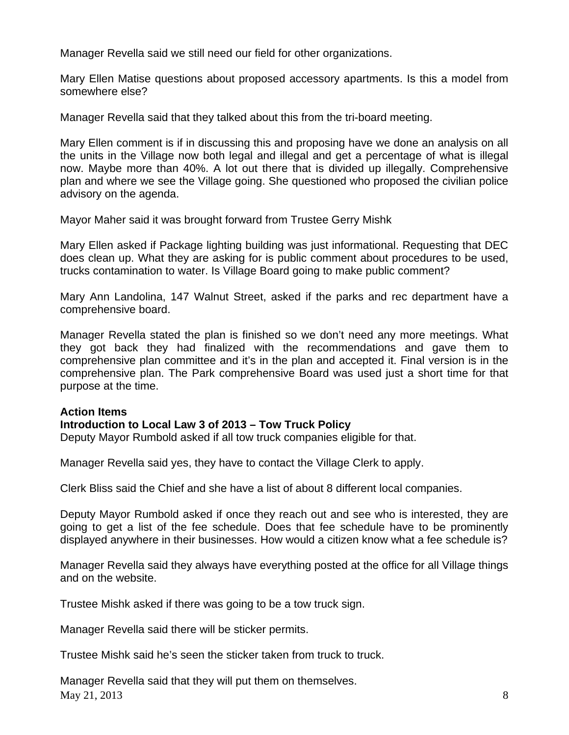Manager Revella said we still need our field for other organizations.

Mary Ellen Matise questions about proposed accessory apartments. Is this a model from somewhere else?

Manager Revella said that they talked about this from the tri-board meeting.

Mary Ellen comment is if in discussing this and proposing have we done an analysis on all the units in the Village now both legal and illegal and get a percentage of what is illegal now. Maybe more than 40%. A lot out there that is divided up illegally. Comprehensive plan and where we see the Village going. She questioned who proposed the civilian police advisory on the agenda.

Mayor Maher said it was brought forward from Trustee Gerry Mishk

Mary Ellen asked if Package lighting building was just informational. Requesting that DEC does clean up. What they are asking for is public comment about procedures to be used, trucks contamination to water. Is Village Board going to make public comment?

Mary Ann Landolina, 147 Walnut Street, asked if the parks and rec department have a comprehensive board.

Manager Revella stated the plan is finished so we don't need any more meetings. What they got back they had finalized with the recommendations and gave them to comprehensive plan committee and it's in the plan and accepted it. Final version is in the comprehensive plan. The Park comprehensive Board was used just a short time for that purpose at the time.

**Action Items**

**Introduction to Local Law 3 of 2013 – Tow Truck Policy**

Deputy Mayor Rumbold asked if all tow truck companies eligible for that.

Manager Revella said yes, they have to contact the Village Clerk to apply.

Clerk Bliss said the Chief and she have a list of about 8 different local companies.

Deputy Mayor Rumbold asked if once they reach out and see who is interested, they are going to get a list of the fee schedule. Does that fee schedule have to be prominently displayed anywhere in their businesses. How would a citizen know what a fee schedule is?

Manager Revella said they always have everything posted at the office for all Village things and on the website.

Trustee Mishk asked if there was going to be a tow truck sign.

Manager Revella said there will be sticker permits.

Trustee Mishk said he's seen the sticker taken from truck to truck.

Manager Revella said that they will put them on themselves.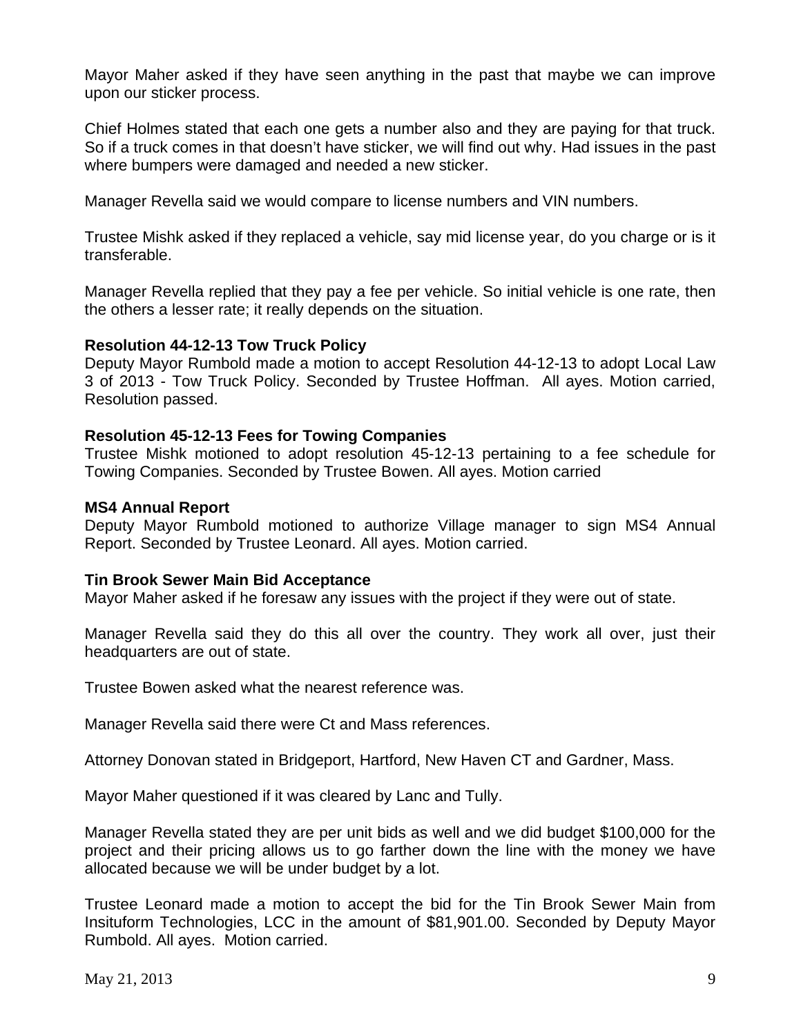Mayor Maher asked if they have seen anything in the past that maybe we can improve upon our sticker process.

Chief Holmes stated that each one gets a number also and they are paying for that truck. So if a truck comes in that doesn't have sticker, we will find out why. Had issues in the past where bumpers were damaged and needed a new sticker.

Manager Revella said we would compare to license numbers and VIN numbers.

Trustee Mishk asked if they replaced a vehicle, say mid license year, do you charge or is it transferable.

Manager Revella replied that they pay a fee per vehicle. So initial vehicle is one rate, then the others a lesser rate; it really depends on the situation.

**Resolution 44-12-13 Tow Truck Policy**
Deputy Mayor Rumbold made a motion to accept Resolution 44-12-13 to adopt Local Law 3 of 2013 - Tow Truck Policy. Seconded by Trustee Hoffman. All ayes. Motion carried, Resolution passed.

**Resolution 45-12-13 Fees for Towing Companies**
Trustee Mishk motioned to adopt resolution 45-12-13 pertaining to a fee schedule for Towing Companies. Seconded by Trustee Bowen. All ayes. Motion carried

**MS4 Annual Report**
Deputy Mayor Rumbold motioned to authorize Village manager to sign MS4 Annual Report. Seconded by Trustee Leonard. All ayes. Motion carried.

**Tin Brook Sewer Main Bid Acceptance**
Mayor Maher asked if he foresaw any issues with the project if they were out of state.

Manager Revella said they do this all over the country. They work all over, just their headquarters are out of state.

Trustee Bowen asked what the nearest reference was.

Manager Revella said there were Ct and Mass references.

Attorney Donovan stated in Bridgeport, Hartford, New Haven CT and Gardner, Mass.

Mayor Maher questioned if it was cleared by Lanc and Tully.

Manager Revella stated they are per unit bids as well and we did budget $100,000 for the project and their pricing allows us to go farther down the line with the money we have allocated because we will be under budget by a lot.

Trustee Leonard made a motion to accept the bid for the Tin Brook Sewer Main from Insituform Technologies, LCC in the amount of $81,901.00. Seconded by Deputy Mayor Rumbold. All ayes. Motion carried.

May 21, 2013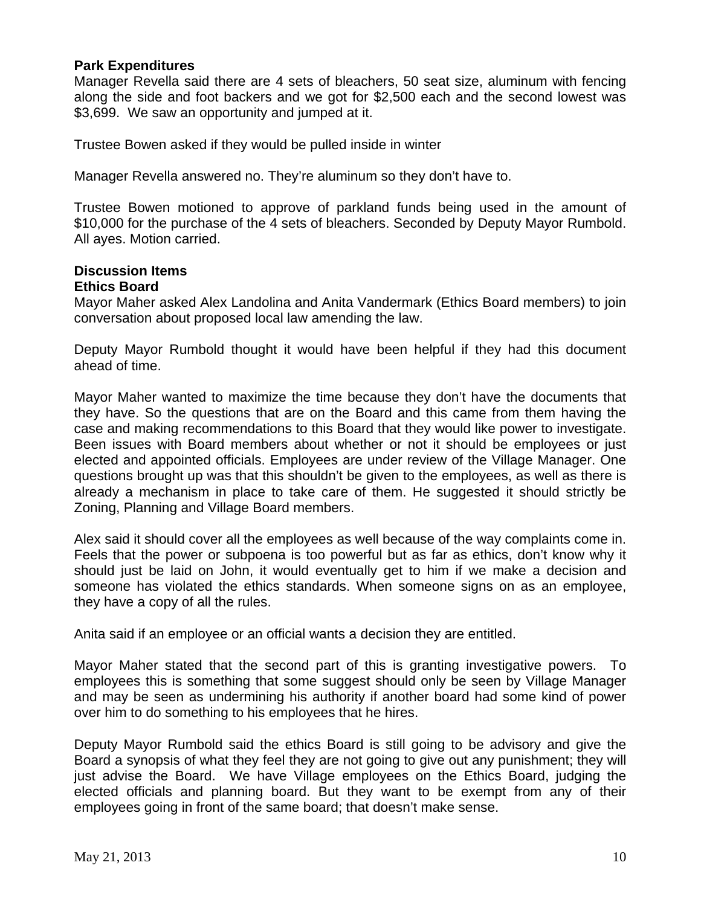**Park Expenditures**

Manager Revella said there are 4 sets of bleachers, 50 seat size, aluminum with fencing along the side and foot backers and we got for $2,500 each and the second lowest was $3,699. We saw an opportunity and jumped at it.

Trustee Bowen asked if they would be pulled inside in winter

Manager Revella answered no. They're aluminum so they don't have to.

Trustee Bowen motioned to approve of parkland funds being used in the amount of $10,000 for the purchase of the 4 sets of bleachers. Seconded by Deputy Mayor Rumbold. All ayes. Motion carried.

**Discussion Items**

**Ethics Board**

Mayor Maher asked Alex Landolina and Anita Vandermark (Ethics Board members) to join conversation about proposed local law amending the law.

Deputy Mayor Rumbold thought it would have been helpful if they had this document ahead of time.

Mayor Maher wanted to maximize the time because they don't have the documents that they have. So the questions that are on the Board and this came from them having the case and making recommendations to this Board that they would like power to investigate. Been issues with Board members about whether or not it should be employees or just elected and appointed officials. Employees are under review of the Village Manager. One questions brought up was that this shouldn't be given to the employees, as well as there is already a mechanism in place to take care of them. He suggested it should strictly be Zoning, Planning and Village Board members.

Alex said it should cover all the employees as well because of the way complaints come in. Feels that the power or subpoena is too powerful but as far as ethics, don't know why it should just be laid on John, it would eventually get to him if we make a decision and someone has violated the ethics standards. When someone signs on as an employee, they have a copy of all the rules.

Anita said if an employee or an official wants a decision they are entitled.

Mayor Maher stated that the second part of this is granting investigative powers. To employees this is something that some suggest should only be seen by Village Manager and may be seen as undermining his authority if another board had some kind of power over him to do something to his employees that he hires.

Deputy Mayor Rumbold said the ethics Board is still going to be advisory and give the Board a synopsis of what they feel they are not going to give out any punishment; they will just advise the Board. We have Village employees on the Ethics Board, judging the elected officials and planning board. But they want to be exempt from any of their employees going in front of the same board; that doesn't make sense.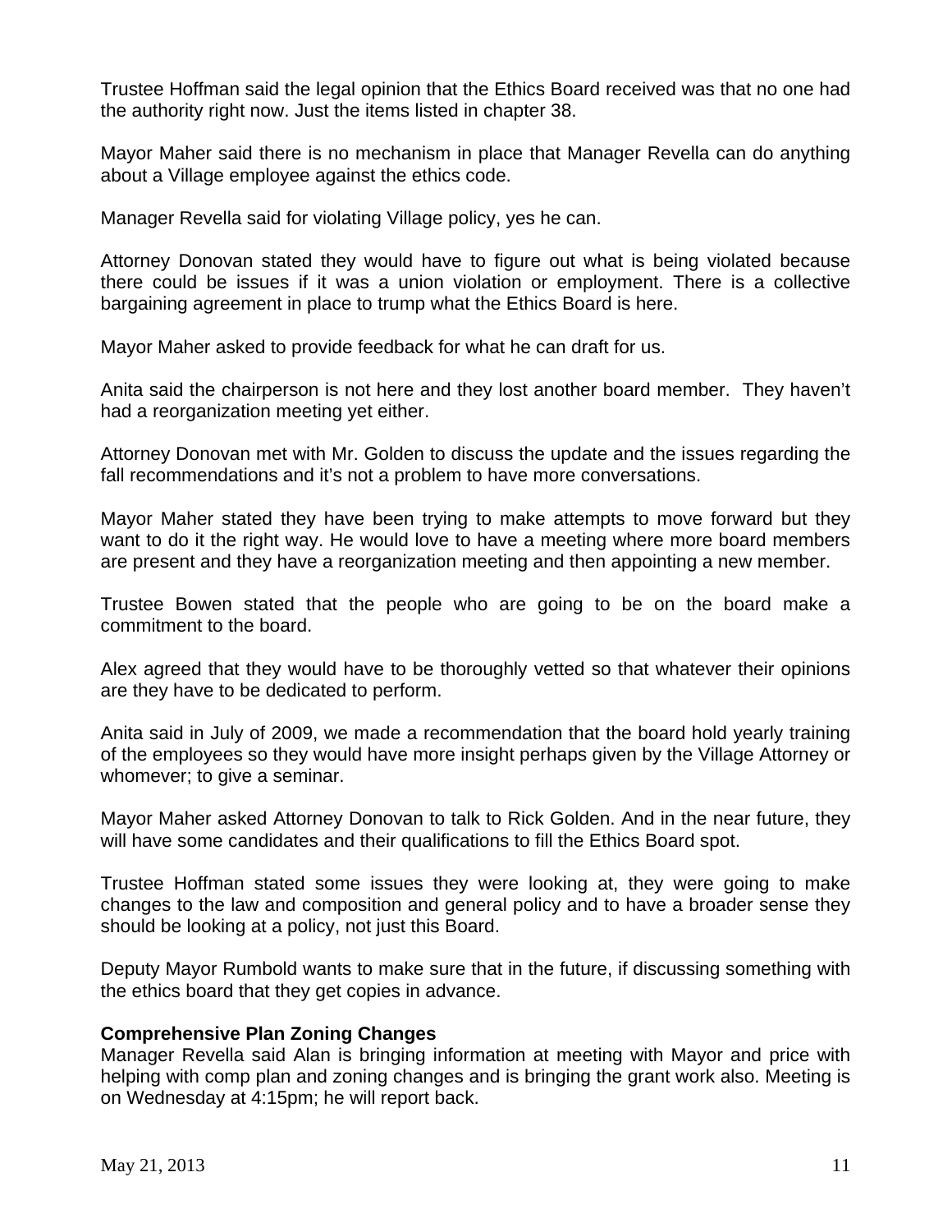Trustee Hoffman said the legal opinion that the Ethics Board received was that no one had the authority right now. Just the items listed in chapter 38.

Mayor Maher said there is no mechanism in place that Manager Revella can do anything about a Village employee against the ethics code.

Manager Revella said for violating Village policy, yes he can.

Attorney Donovan stated they would have to figure out what is being violated because there could be issues if it was a union violation or employment. There is a collective bargaining agreement in place to trump what the Ethics Board is here.

Mayor Maher asked to provide feedback for what he can draft for us.

Anita said the chairperson is not here and they lost another board member. They haven't had a reorganization meeting yet either.

Attorney Donovan met with Mr. Golden to discuss the update and the issues regarding the fall recommendations and it's not a problem to have more conversations.

Mayor Maher stated they have been trying to make attempts to move forward but they want to do it the right way. He would love to have a meeting where more board members are present and they have a reorganization meeting and then appointing a new member.

Trustee Bowen stated that the people who are going to be on the board make a commitment to the board.

Alex agreed that they would have to be thoroughly vetted so that whatever their opinions are they have to be dedicated to perform.

Anita said in July of 2009, we made a recommendation that the board hold yearly training of the employees so they would have more insight perhaps given by the Village Attorney or whomever; to give a seminar.

Mayor Maher asked Attorney Donovan to talk to Rick Golden. And in the near future, they will have some candidates and their qualifications to fill the Ethics Board spot.

Trustee Hoffman stated some issues they were looking at, they were going to make changes to the law and composition and general policy and to have a broader sense they should be looking at a policy, not just this Board.

Deputy Mayor Rumbold wants to make sure that in the future, if discussing something with the ethics board that they get copies in advance.

**Comprehensive Plan Zoning Changes**

Manager Revella said Alan is bringing information at meeting with Mayor and price with helping with comp plan and zoning changes and is bringing the grant work also. Meeting is on Wednesday at 4:15pm; he will report back.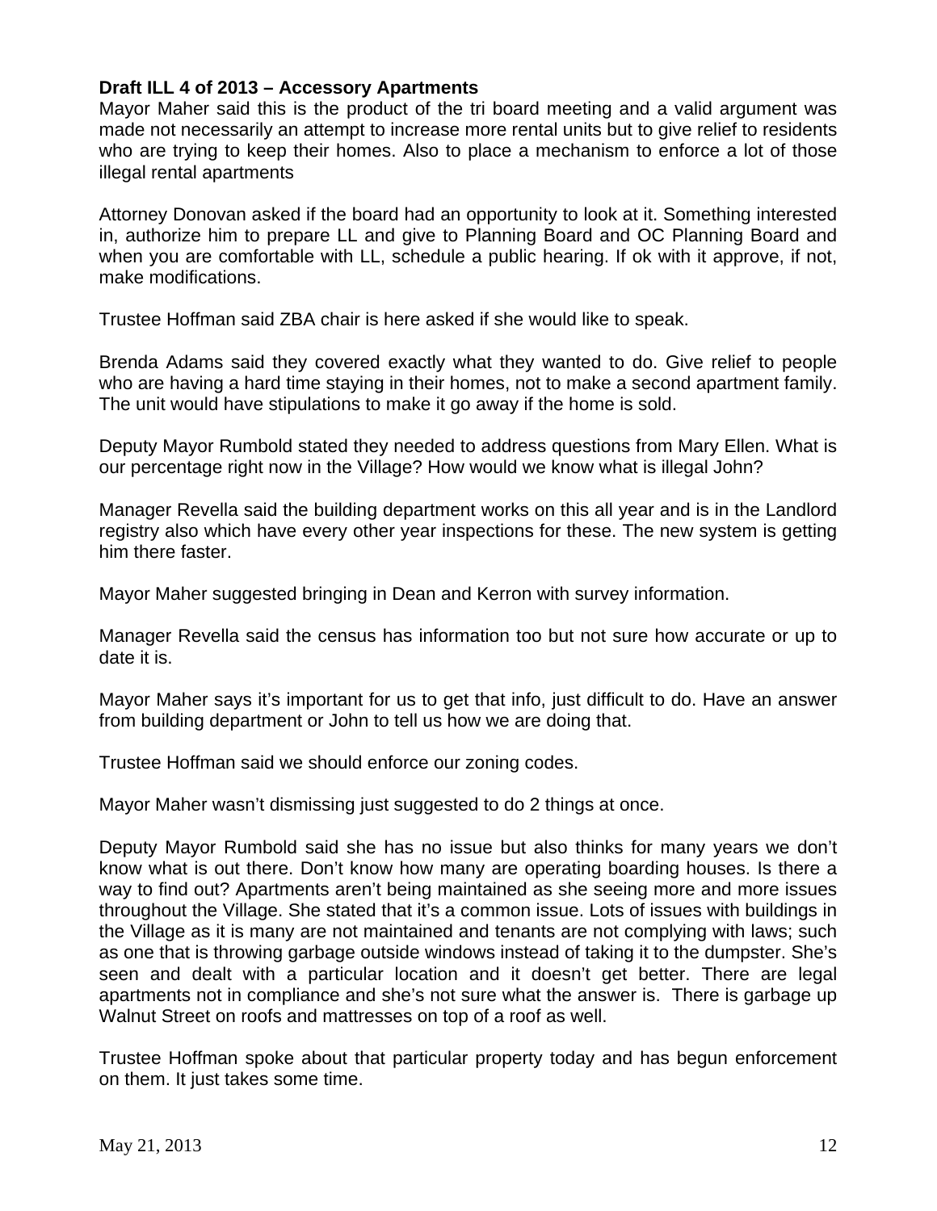**Draft ILL 4 of 2013 – Accessory Apartments**

Mayor Maher said this is the product of the tri board meeting and a valid argument was made not necessarily an attempt to increase more rental units but to give relief to residents who are trying to keep their homes. Also to place a mechanism to enforce a lot of those illegal rental apartments

Attorney Donovan asked if the board had an opportunity to look at it. Something interested in, authorize him to prepare LL and give to Planning Board and OC Planning Board and when you are comfortable with LL, schedule a public hearing. If ok with it approve, if not, make modifications.

Trustee Hoffman said ZBA chair is here asked if she would like to speak.

Brenda Adams said they covered exactly what they wanted to do. Give relief to people who are having a hard time staying in their homes, not to make a second apartment family. The unit would have stipulations to make it go away if the home is sold.

Deputy Mayor Rumbold stated they needed to address questions from Mary Ellen. What is our percentage right now in the Village? How would we know what is illegal John?

Manager Revella said the building department works on this all year and is in the Landlord registry also which have every other year inspections for these. The new system is getting him there faster.

Mayor Maher suggested bringing in Dean and Kerron with survey information.

Manager Revella said the census has information too but not sure how accurate or up to date it is.

Mayor Maher says it's important for us to get that info, just difficult to do. Have an answer from building department or John to tell us how we are doing that.

Trustee Hoffman said we should enforce our zoning codes.

Mayor Maher wasn't dismissing just suggested to do 2 things at once.

Deputy Mayor Rumbold said she has no issue but also thinks for many years we don't know what is out there. Don't know how many are operating boarding houses. Is there a way to find out? Apartments aren't being maintained as she seeing more and more issues throughout the Village. She stated that it's a common issue. Lots of issues with buildings in the Village as it is many are not maintained and tenants are not complying with laws; such as one that is throwing garbage outside windows instead of taking it to the dumpster. She's seen and dealt with a particular location and it doesn't get better. There are legal apartments not in compliance and she's not sure what the answer is. There is garbage up Walnut Street on roofs and mattresses on top of a roof as well.

Trustee Hoffman spoke about that particular property today and has begun enforcement on them. It just takes some time.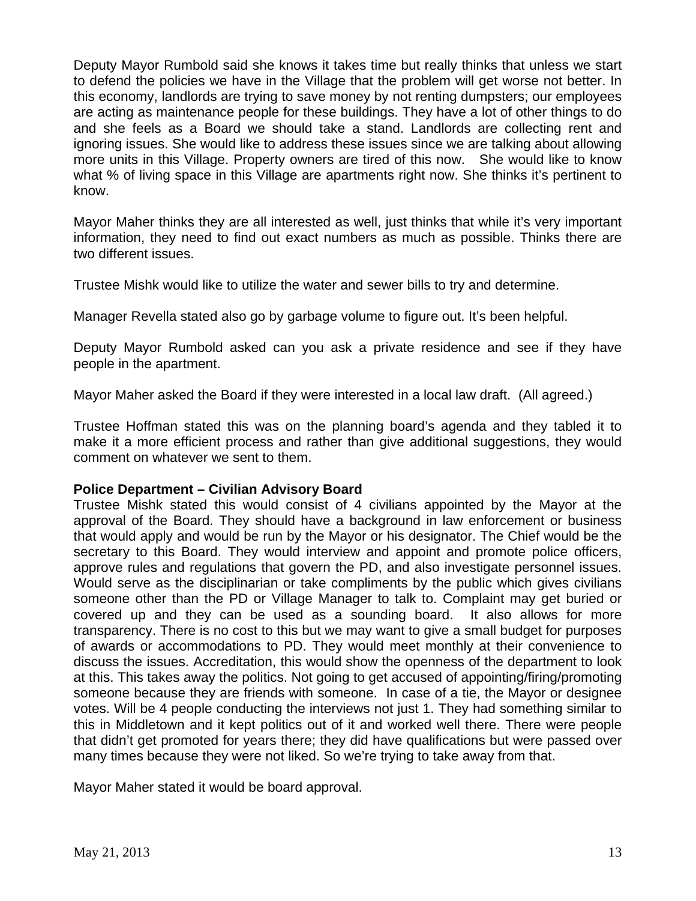Deputy Mayor Rumbold said she knows it takes time but really thinks that unless we start to defend the policies we have in the Village that the problem will get worse not better. In this economy, landlords are trying to save money by not renting dumpsters; our employees are acting as maintenance people for these buildings. They have a lot of other things to do and she feels as a Board we should take a stand. Landlords are collecting rent and ignoring issues. She would like to address these issues since we are talking about allowing more units in this Village. Property owners are tired of this now. She would like to know what % of living space in this Village are apartments right now. She thinks it's pertinent to know.

Mayor Maher thinks they are all interested as well, just thinks that while it's very important information, they need to find out exact numbers as much as possible. Thinks there are two different issues.

Trustee Mishk would like to utilize the water and sewer bills to try and determine.

Manager Revella stated also go by garbage volume to figure out. It's been helpful.

Deputy Mayor Rumbold asked can you ask a private residence and see if they have people in the apartment.

Mayor Maher asked the Board if they were interested in a local law draft. (All agreed.)

Trustee Hoffman stated this was on the planning board's agenda and they tabled it to make it a more efficient process and rather than give additional suggestions, they would comment on whatever we sent to them.

**Police Department – Civilian Advisory Board**

Trustee Mishk stated this would consist of 4 civilians appointed by the Mayor at the approval of the Board. They should have a background in law enforcement or business that would apply and would be run by the Mayor or his designator. The Chief would be the secretary to this Board. They would interview and appoint and promote police officers, approve rules and regulations that govern the PD, and also investigate personnel issues. Would serve as the disciplinarian or take compliments by the public which gives civilians someone other than the PD or Village Manager to talk to. Complaint may get buried or covered up and they can be used as a sounding board. It also allows for more transparency. There is no cost to this but we may want to give a small budget for purposes of awards or accommodations to PD. They would meet monthly at their convenience to discuss the issues. Accreditation, this would show the openness of the department to look at this. This takes away the politics. Not going to get accused of appointing/firing/promoting someone because they are friends with someone. In case of a tie, the Mayor or designee votes. Will be 4 people conducting the interviews not just 1. They had something similar to this in Middletown and it kept politics out of it and worked well there. There were people that didn't get promoted for years there; they did have qualifications but were passed over many times because they were not liked. So we're trying to take away from that.

Mayor Maher stated it would be board approval.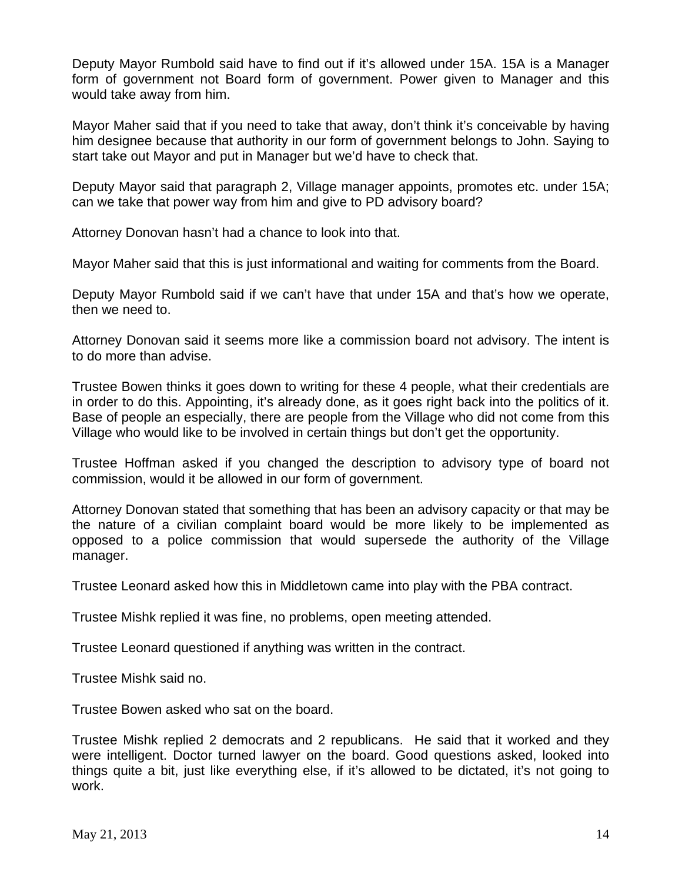Deputy Mayor Rumbold said have to find out if it's allowed under 15A. 15A is a Manager form of government not Board form of government. Power given to Manager and this would take away from him.

Mayor Maher said that if you need to take that away, don't think it's conceivable by having him designee because that authority in our form of government belongs to John. Saying to start take out Mayor and put in Manager but we'd have to check that.

Deputy Mayor said that paragraph 2, Village manager appoints, promotes etc. under 15A; can we take that power way from him and give to PD advisory board?

Attorney Donovan hasn't had a chance to look into that.

Mayor Maher said that this is just informational and waiting for comments from the Board.

Deputy Mayor Rumbold said if we can't have that under 15A and that's how we operate, then we need to.

Attorney Donovan said it seems more like a commission board not advisory. The intent is to do more than advise.

Trustee Bowen thinks it goes down to writing for these 4 people, what their credentials are in order to do this. Appointing, it's already done, as it goes right back into the politics of it. Base of people an especially, there are people from the Village who did not come from this Village who would like to be involved in certain things but don't get the opportunity.

Trustee Hoffman asked if you changed the description to advisory type of board not commission, would it be allowed in our form of government.

Attorney Donovan stated that something that has been an advisory capacity or that may be the nature of a civilian complaint board would be more likely to be implemented as opposed to a police commission that would supersede the authority of the Village manager.

Trustee Leonard asked how this in Middletown came into play with the PBA contract.

Trustee Mishk replied it was fine, no problems, open meeting attended.

Trustee Leonard questioned if anything was written in the contract.

Trustee Mishk said no.

Trustee Bowen asked who sat on the board.

Trustee Mishk replied 2 democrats and 2 republicans. He said that it worked and they were intelligent. Doctor turned lawyer on the board. Good questions asked, looked into things quite a bit, just like everything else, if it's allowed to be dictated, it's not going to work.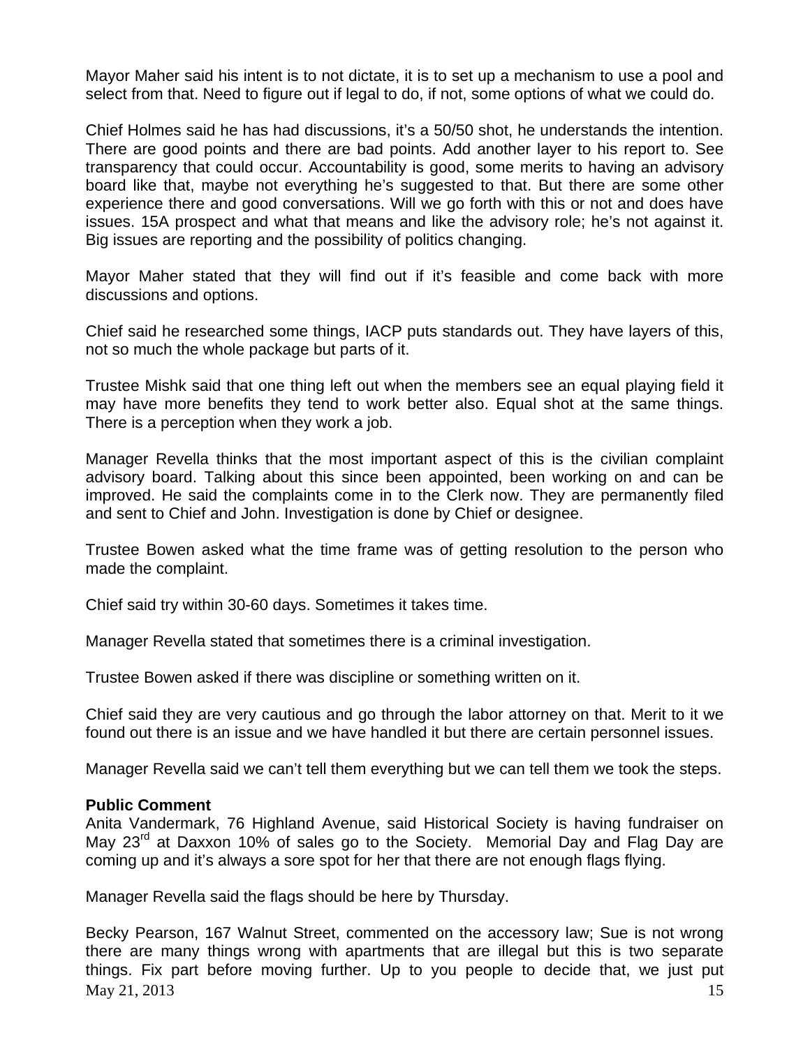Mayor Maher said his intent is to not dictate, it is to set up a mechanism to use a pool and select from that. Need to figure out if legal to do, if not, some options of what we could do.

Chief Holmes said he has had discussions, it's a 50/50 shot, he understands the intention. There are good points and there are bad points. Add another layer to his report to. See transparency that could occur. Accountability is good, some merits to having an advisory board like that, maybe not everything he's suggested to that. But there are some other experience there and good conversations. Will we go forth with this or not and does have issues. 15A prospect and what that means and like the advisory role; he's not against it. Big issues are reporting and the possibility of politics changing.

Mayor Maher stated that they will find out if it's feasible and come back with more discussions and options.

Chief said he researched some things, IACP puts standards out. They have layers of this, not so much the whole package but parts of it.

Trustee Mishk said that one thing left out when the members see an equal playing field it may have more benefits they tend to work better also. Equal shot at the same things. There is a perception when they work a job.

Manager Revella thinks that the most important aspect of this is the civilian complaint advisory board. Talking about this since been appointed, been working on and can be improved. He said the complaints come in to the Clerk now. They are permanently filed and sent to Chief and John. Investigation is done by Chief or designee.

Trustee Bowen asked what the time frame was of getting resolution to the person who made the complaint.

Chief said try within 30-60 days. Sometimes it takes time.

Manager Revella stated that sometimes there is a criminal investigation.

Trustee Bowen asked if there was discipline or something written on it.

Chief said they are very cautious and go through the labor attorney on that. Merit to it we found out there is an issue and we have handled it but there are certain personnel issues.

Manager Revella said we can't tell them everything but we can tell them we took the steps.

**Public Comment**

Anita Vandermark, 76 Highland Avenue, said Historical Society is having fundraiser on May 23rd at Daxxon 10% of sales go to the Society. Memorial Day and Flag Day are coming up and it's always a sore spot for her that there are not enough flags flying.

Manager Revella said the flags should be here by Thursday.

Becky Pearson, 167 Walnut Street, commented on the accessory law; Sue is not wrong there are many things wrong with apartments that are illegal but this is two separate things. Fix part before moving further. Up to you people to decide that, we just put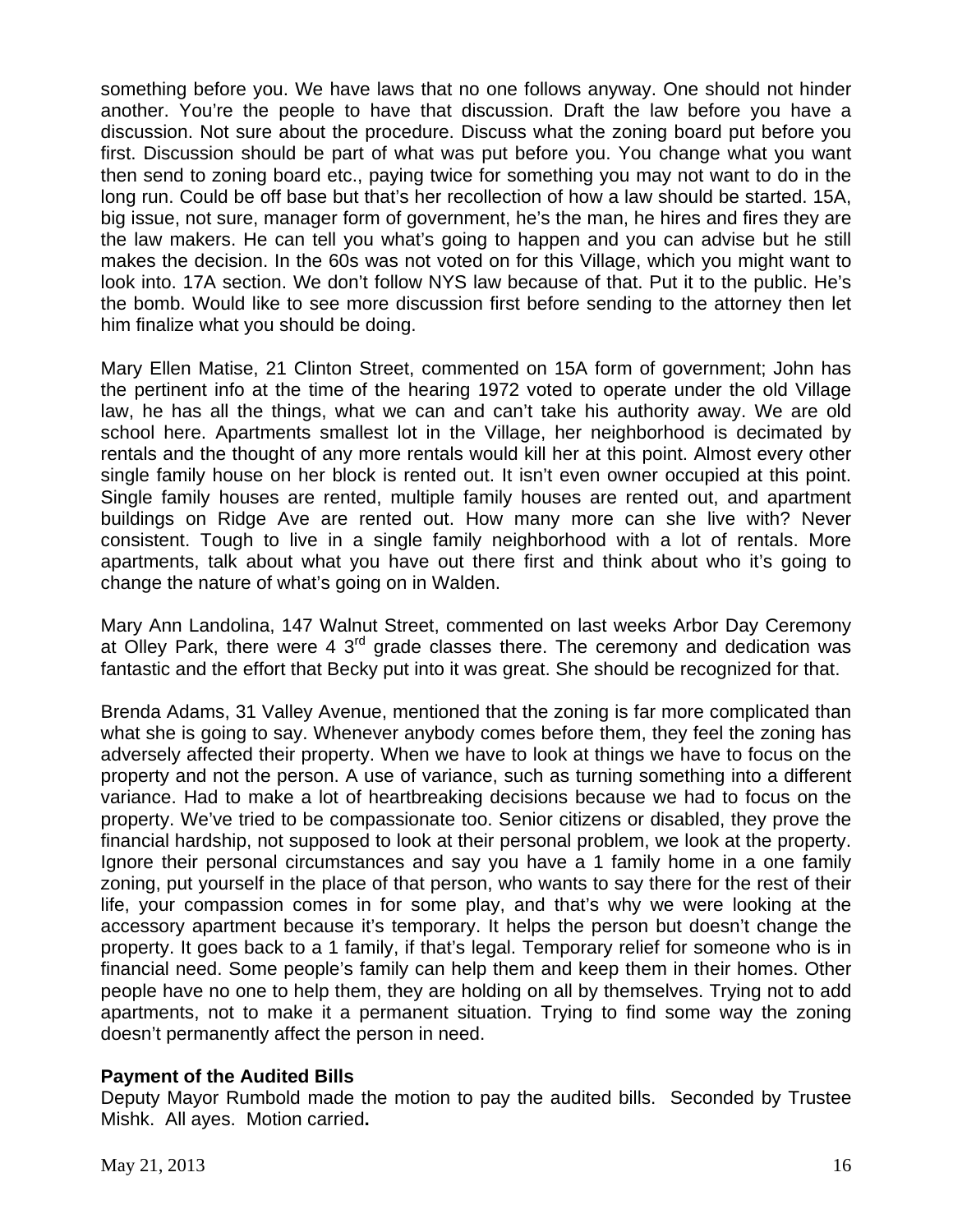something before you. We have laws that no one follows anyway. One should not hinder another. You're the people to have that discussion. Draft the law before you have a discussion. Not sure about the procedure. Discuss what the zoning board put before you first. Discussion should be part of what was put before you. You change what you want then send to zoning board etc., paying twice for something you may not want to do in the long run. Could be off base but that's her recollection of how a law should be started. 15A, big issue, not sure, manager form of government, he's the man, he hires and fires they are the law makers. He can tell you what's going to happen and you can advise but he still makes the decision. In the 60s was not voted on for this Village, which you might want to look into. 17A section. We don't follow NYS law because of that. Put it to the public. He's the bomb. Would like to see more discussion first before sending to the attorney then let him finalize what you should be doing.

Mary Ellen Matise, 21 Clinton Street, commented on 15A form of government; John has the pertinent info at the time of the hearing 1972 voted to operate under the old Village law, he has all the things, what we can and can't take his authority away. We are old school here. Apartments smallest lot in the Village, her neighborhood is decimated by rentals and the thought of any more rentals would kill her at this point. Almost every other single family house on her block is rented out. It isn't even owner occupied at this point. Single family houses are rented, multiple family houses are rented out, and apartment buildings on Ridge Ave are rented out. How many more can she live with? Never consistent. Tough to live in a single family neighborhood with a lot of rentals. More apartments, talk about what you have out there first and think about who it's going to change the nature of what's going on in Walden.

Mary Ann Landolina, 147 Walnut Street, commented on last weeks Arbor Day Ceremony at Olley Park, there were 4 3rd grade classes there. The ceremony and dedication was fantastic and the effort that Becky put into it was great. She should be recognized for that.

Brenda Adams, 31 Valley Avenue, mentioned that the zoning is far more complicated than what she is going to say. Whenever anybody comes before them, they feel the zoning has adversely affected their property. When we have to look at things we have to focus on the property and not the person. A use of variance, such as turning something into a different variance. Had to make a lot of heartbreaking decisions because we had to focus on the property. We've tried to be compassionate too. Senior citizens or disabled, they prove the financial hardship, not supposed to look at their personal problem, we look at the property. Ignore their personal circumstances and say you have a 1 family home in a one family zoning, put yourself in the place of that person, who wants to say there for the rest of their life, your compassion comes in for some play, and that's why we were looking at the accessory apartment because it's temporary. It helps the person but doesn't change the property. It goes back to a 1 family, if that's legal. Temporary relief for someone who is in financial need. Some people's family can help them and keep them in their homes. Other people have no one to help them, they are holding on all by themselves. Trying not to add apartments, not to make it a permanent situation. Trying to find some way the zoning doesn't permanently affect the person in need.

**Payment of the Audited Bills**

Deputy Mayor Rumbold made the motion to pay the audited bills. Seconded by Trustee Mishk. All ayes. Motion carried**.**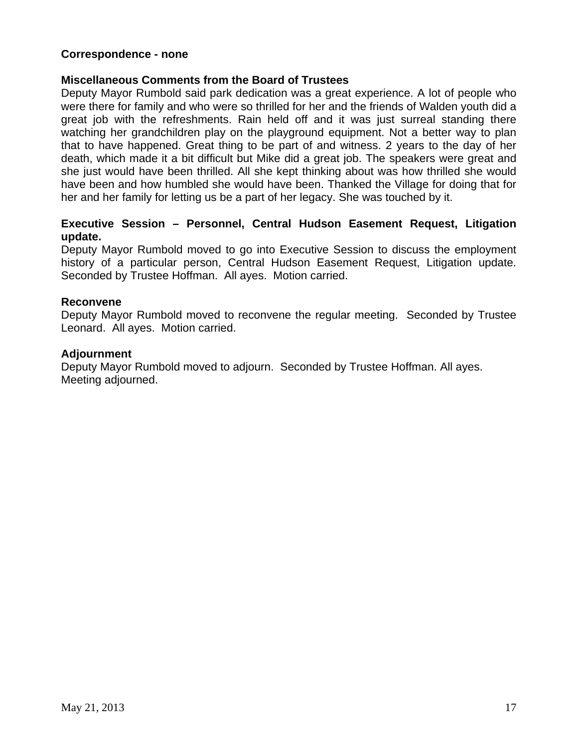**Correspondence - none**

**Miscellaneous Comments from the Board of Trustees**

Deputy Mayor Rumbold said park dedication was a great experience. A lot of people who were there for family and who were so thrilled for her and the friends of Walden youth did a great job with the refreshments. Rain held off and it was just surreal standing there watching her grandchildren play on the playground equipment. Not a better way to plan that to have happened. Great thing to be part of and witness. 2 years to the day of her death, which made it a bit difficult but Mike did a great job. The speakers were great and she just would have been thrilled. All she kept thinking about was how thrilled she would have been and how humbled she would have been. Thanked the Village for doing that for her and her family for letting us be a part of her legacy. She was touched by it.

**Executive Session – Personnel, Central Hudson Easement Request, Litigation update.**

Deputy Mayor Rumbold moved to go into Executive Session to discuss the employment history of a particular person, Central Hudson Easement Request, Litigation update. Seconded by Trustee Hoffman. All ayes. Motion carried.

**Reconvene**

Deputy Mayor Rumbold moved to reconvene the regular meeting. Seconded by Trustee Leonard. All ayes. Motion carried.

**Adjournment**

Deputy Mayor Rumbold moved to adjourn. Seconded by Trustee Hoffman. All ayes.
Meeting adjourned.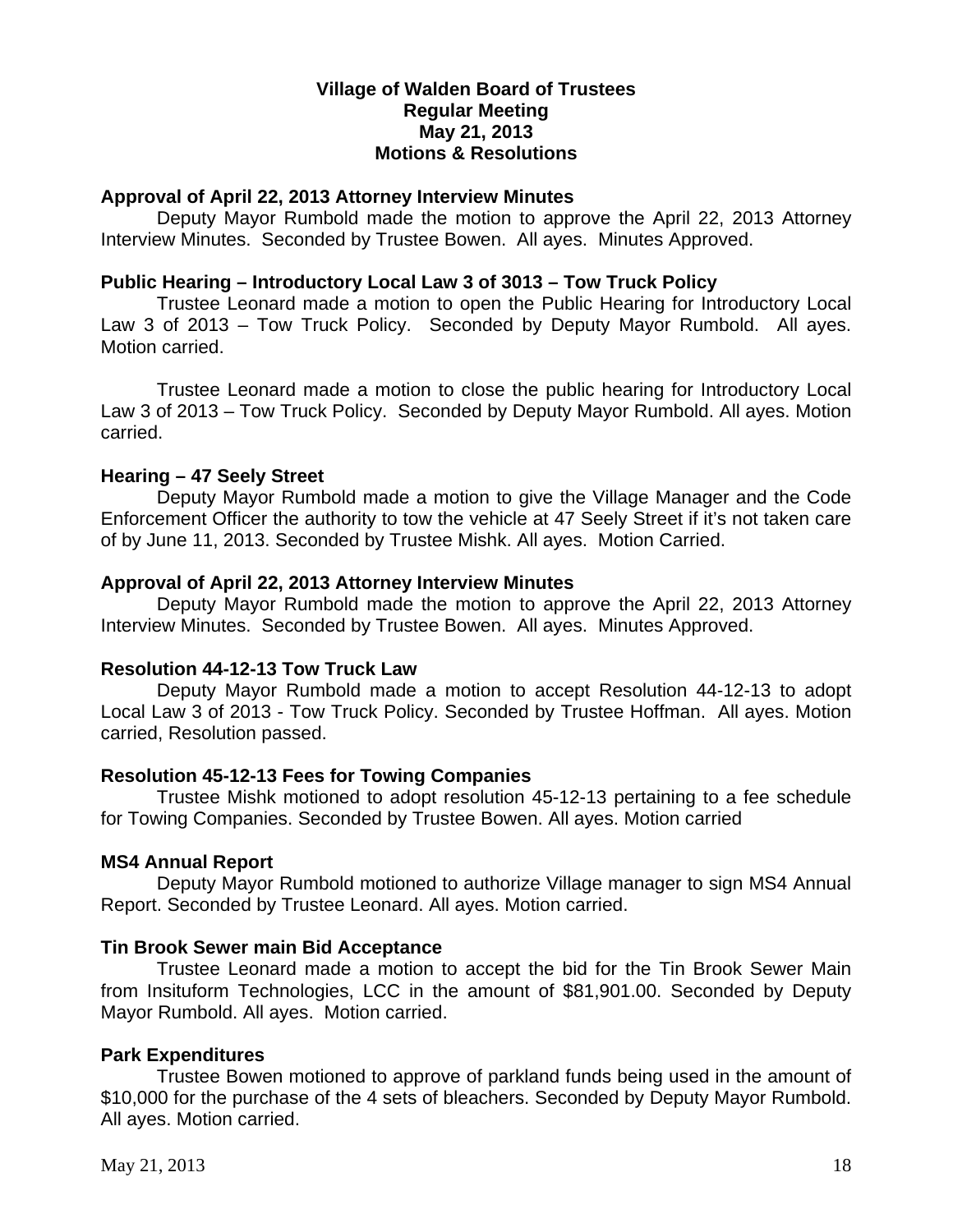**Village of Walden Board of Trustees**
**Regular Meeting**
**May 21, 2013**
**Motions & Resolutions**

**Approval of April 22, 2013 Attorney Interview Minutes**

Deputy Mayor Rumbold made the motion to approve the April 22, 2013 Attorney Interview Minutes. Seconded by Trustee Bowen. All ayes. Minutes Approved.

**Public Hearing – Introductory Local Law 3 of 3013 – Tow Truck Policy**

Trustee Leonard made a motion to open the Public Hearing for Introductory Local Law 3 of 2013 – Tow Truck Policy. Seconded by Deputy Mayor Rumbold. All ayes. Motion carried.

Trustee Leonard made a motion to close the public hearing for Introductory Local Law 3 of 2013 – Tow Truck Policy. Seconded by Deputy Mayor Rumbold. All ayes. Motion carried.

**Hearing – 47 Seely Street**

Deputy Mayor Rumbold made a motion to give the Village Manager and the Code Enforcement Officer the authority to tow the vehicle at 47 Seely Street if it's not taken care of by June 11, 2013. Seconded by Trustee Mishk. All ayes. Motion Carried.

**Approval of April 22, 2013 Attorney Interview Minutes**

Deputy Mayor Rumbold made the motion to approve the April 22, 2013 Attorney Interview Minutes. Seconded by Trustee Bowen. All ayes. Minutes Approved.

**Resolution 44-12-13 Tow Truck Law**

Deputy Mayor Rumbold made a motion to accept Resolution 44-12-13 to adopt Local Law 3 of 2013 - Tow Truck Policy. Seconded by Trustee Hoffman. All ayes. Motion carried, Resolution passed.

**Resolution 45-12-13 Fees for Towing Companies**

Trustee Mishk motioned to adopt resolution 45-12-13 pertaining to a fee schedule for Towing Companies. Seconded by Trustee Bowen. All ayes. Motion carried

**MS4 Annual Report**

Deputy Mayor Rumbold motioned to authorize Village manager to sign MS4 Annual Report. Seconded by Trustee Leonard. All ayes. Motion carried.

**Tin Brook Sewer main Bid Acceptance**

Trustee Leonard made a motion to accept the bid for the Tin Brook Sewer Main from Insituform Technologies, LCC in the amount of $81,901.00. Seconded by Deputy Mayor Rumbold. All ayes. Motion carried.

**Park Expenditures**

Trustee Bowen motioned to approve of parkland funds being used in the amount of $10,000 for the purchase of the 4 sets of bleachers. Seconded by Deputy Mayor Rumbold. All ayes. Motion carried.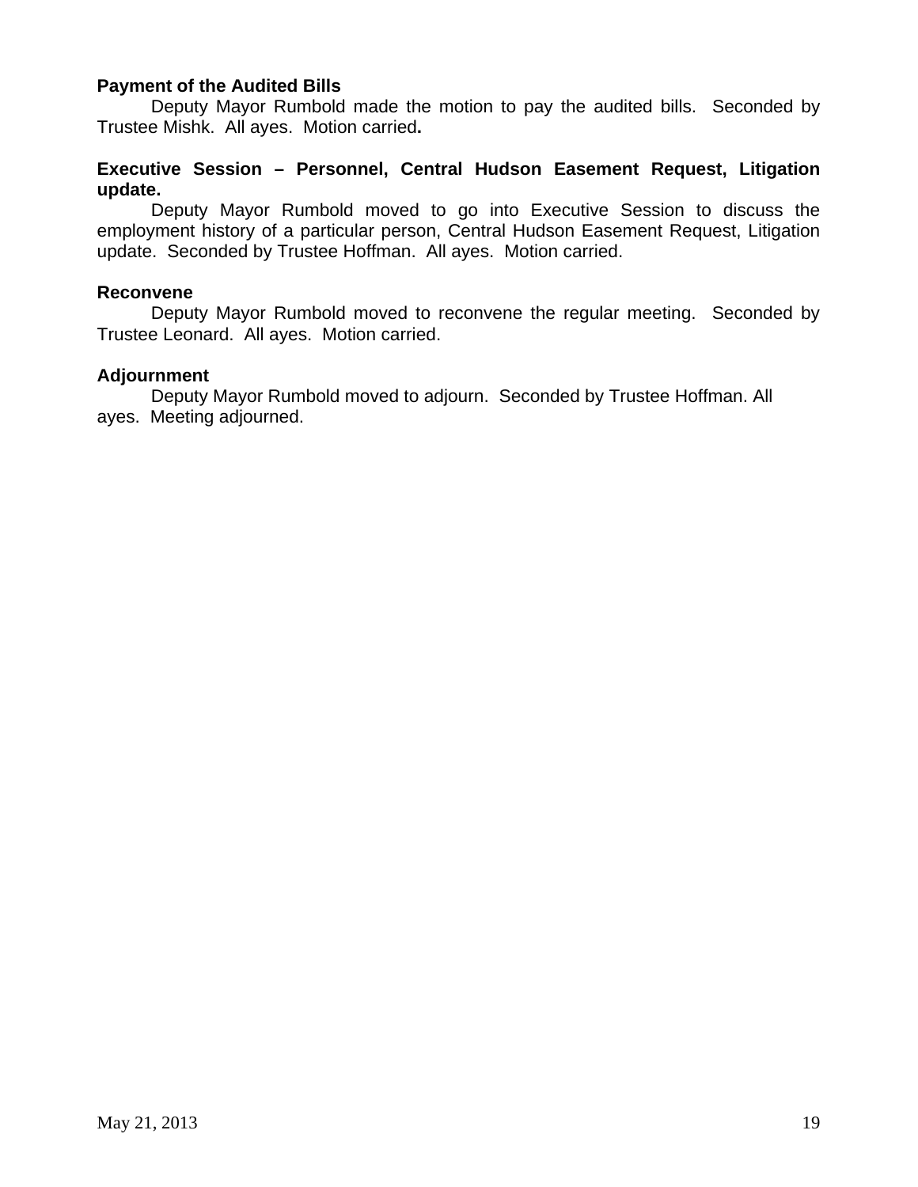**Payment of the Audited Bills**

Deputy Mayor Rumbold made the motion to pay the audited bills. Seconded by Trustee Mishk. All ayes. Motion carried**.**

**Executive Session – Personnel, Central Hudson Easement Request, Litigation update.**

Deputy Mayor Rumbold moved to go into Executive Session to discuss the employment history of a particular person, Central Hudson Easement Request, Litigation update. Seconded by Trustee Hoffman. All ayes. Motion carried.

**Reconvene**

Deputy Mayor Rumbold moved to reconvene the regular meeting. Seconded by Trustee Leonard. All ayes. Motion carried.

**Adjournment**

Deputy Mayor Rumbold moved to adjourn. Seconded by Trustee Hoffman. All ayes. Meeting adjourned.